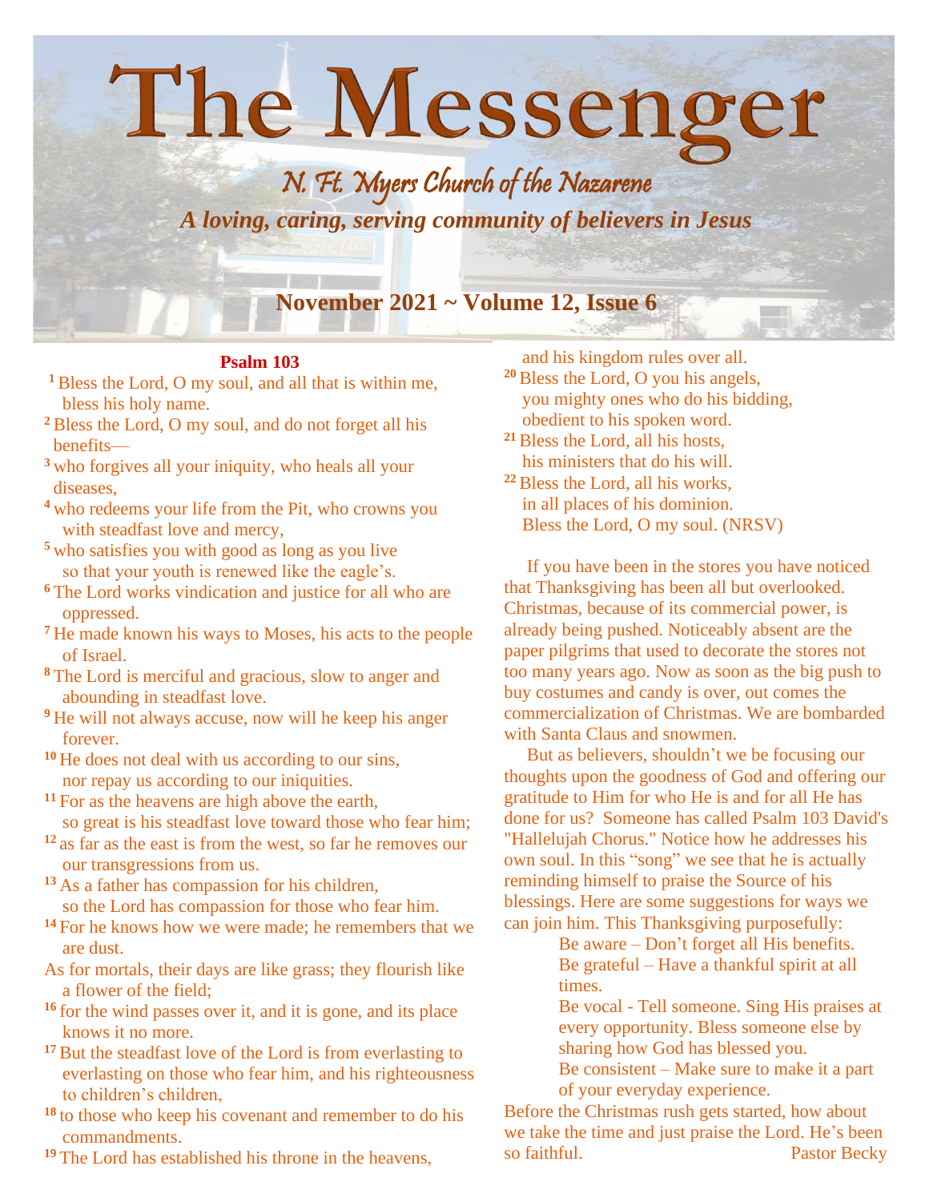# The Messenger

## N. Ft. Myers Church of the Nazarene

*A loving, caring, serving community of believers in Jesus*

**November 2021 ~ Volume 12, Issue 6**

### Psalm 103

**1** Bless the Lord, O my soul, and all that is within me, bless his holy name.
**2** Bless the Lord, O my soul, and do not forget all his benefits—
**3** who forgives all your iniquity, who heals all your diseases,
**4** who redeems your life from the Pit, who crowns you with steadfast love and mercy,
**5** who satisfies you with good as long as you live so that your youth is renewed like the eagle's.
**6** The Lord works vindication and justice for all who are oppressed.
**7** He made known his ways to Moses, his acts to the people of Israel.
**8** The Lord is merciful and gracious, slow to anger and abounding in steadfast love.
**9** He will not always accuse, now will he keep his anger forever.
**10** He does not deal with us according to our sins, nor repay us according to our iniquities.
**11** For as the heavens are high above the earth, so great is his steadfast love toward those who fear him;
**12** as far as the east is from the west, so far he removes our our transgressions from us.
**13** As a father has compassion for his children, so the Lord has compassion for those who fear him.
**14** For he knows how we were made; he remembers that we are dust.
As for mortals, their days are like grass; they flourish like a flower of the field;
**16** for the wind passes over it, and it is gone, and its place knows it no more.
**17** But the steadfast love of the Lord is from everlasting to everlasting on those who fear him, and his righteousness to children's children,
**18** to those who keep his covenant and remember to do his commandments.
**19** The Lord has established his throne in the heavens, and his kingdom rules over all.
**20** Bless the Lord, O you his angels, you mighty ones who do his bidding, obedient to his spoken word.
**21** Bless the Lord, all his hosts, his ministers that do his will.
**22** Bless the Lord, all his works, in all places of his dominion. Bless the Lord, O my soul. (NRSV)

If you have been in the stores you have noticed that Thanksgiving has been all but overlooked. Christmas, because of its commercial power, is already being pushed. Noticeably absent are the paper pilgrims that used to decorate the stores not too many years ago. Now as soon as the big push to buy costumes and candy is over, out comes the commercialization of Christmas. We are bombarded with Santa Claus and snowmen.

But as believers, shouldn't we be focusing our thoughts upon the goodness of God and offering our gratitude to Him for who He is and for all He has done for us? Someone has called Psalm 103 David's "Hallelujah Chorus." Notice how he addresses his own soul. In this "song" we see that he is actually reminding himself to praise the Source of his blessings. Here are some suggestions for ways we can join him. This Thanksgiving purposefully:

Be aware – Don't forget all His benefits.
Be grateful – Have a thankful spirit at all times.
Be vocal - Tell someone. Sing His praises at every opportunity. Bless someone else by sharing how God has blessed you.
Be consistent – Make sure to make it a part of your everyday experience.

Before the Christmas rush gets started, how about we take the time and just praise the Lord. He's been so faithful.

Pastor Becky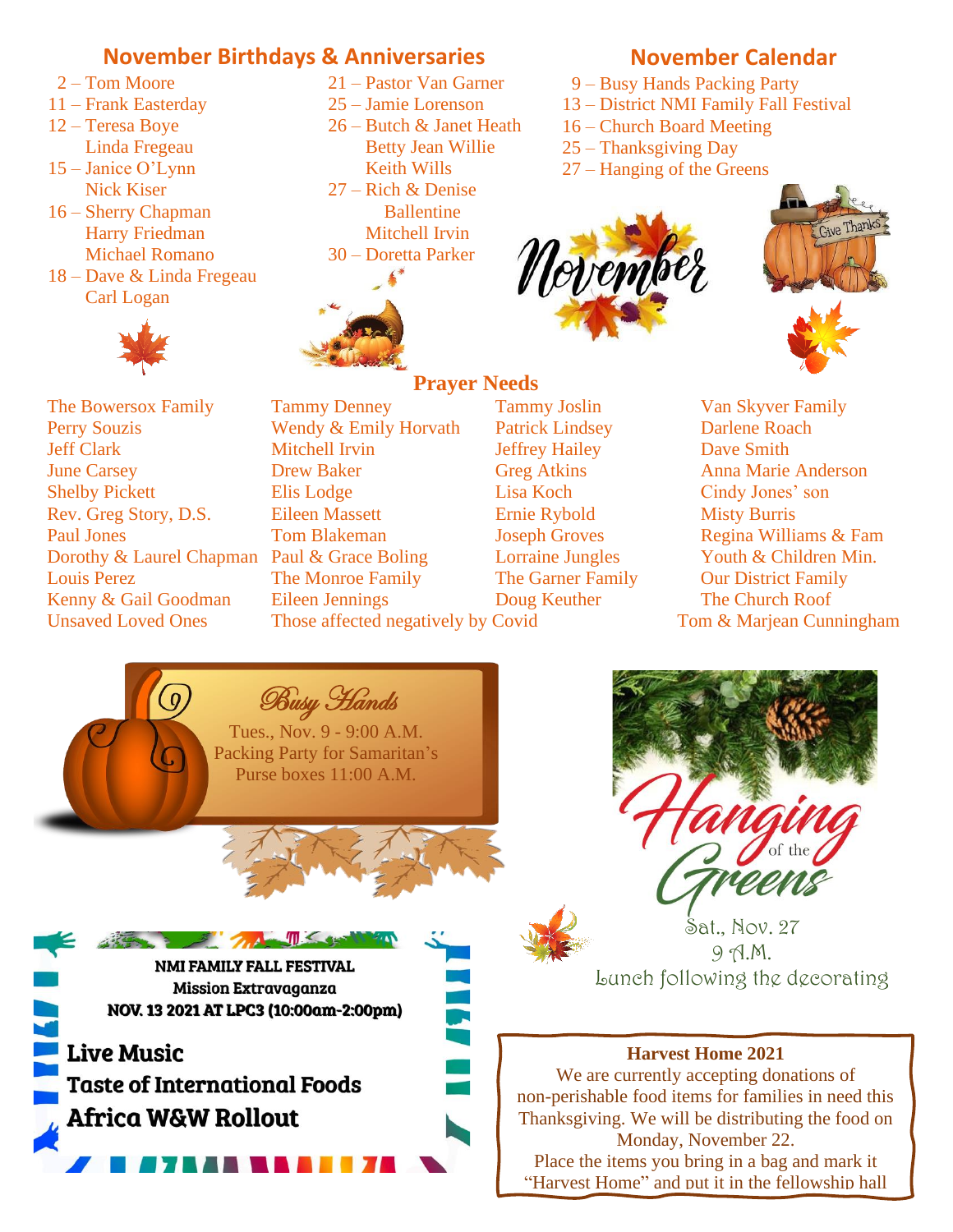## November Birthdays & Anniversaries

2 – Tom Moore
11 – Frank Easterday
12 – Teresa Boye
Linda Fregeau
15 – Janice O'Lynn
Nick Kiser
16 – Sherry Chapman
Harry Friedman
Michael Romano
18 – Dave & Linda Fregeau
Carl Logan
21 – Pastor Van Garner
25 – Jamie Lorenson
26 – Butch & Janet Heath
Betty Jean Willie
Keith Wills
27 – Rich & Denise Ballentine
Mitchell Irvin
30 – Doretta Parker

## November Calendar

9 – Busy Hands Packing Party
13 – District NMI Family Fall Festival
16 – Church Board Meeting
25 – Thanksgiving Day
27 – Hanging of the Greens

November

Give Thanks

## Prayer Needs

| | | | |
|---|---|---|---|
| The Bowersox Family | Tammy Denney | Tammy Joslin | Van Skyver Family |
| Perry Souzis | Wendy & Emily Horvath | Patrick Lindsey | Darlene Roach |
| Jeff Clark | Mitchell Irvin | Jeffrey Hailey | Dave Smith |
| June Carsey | Drew Baker | Greg Atkins | Anna Marie Anderson |
| Shelby Pickett | Elis Lodge | Lisa Koch | Cindy Jones' son |
| Rev. Greg Story, D.S. | Eileen Massett | Ernie Rybold | Misty Burris |
| Paul Jones | Tom Blakeman | Joseph Groves | Regina Williams & Fam |
| Dorothy & Laurel Chapman | Paul & Grace Boling | Lorraine Jungles | Youth & Children Min. |
| Louis Perez | The Monroe Family | The Garner Family | Our District Family |
| Kenny & Gail Goodman | Eileen Jennings | Doug Keuther | The Church Roof |
| Unsaved Loved Ones | Those affected negatively by Covid | | Tom & Marjean Cunningham |

*Busy Hands*

Tues., Nov. 9 - 9:00 A.M.
Packing Party for Samaritan's Purse boxes 11:00 A.M.

**NMI FAMILY FALL FESTIVAL**
**Mission Extravaganza**
**NOV. 13 2021 AT LPC3 (10:00am-2:00pm)**

**Live Music**
**Taste of International Foods**
**Africa W&W Rollout**

*Hanging of the Greens*

Sat., Nov. 27
9 A.M.
Lunch following the decorating

**Harvest Home 2021**

We are currently accepting donations of non-perishable food items for families in need this Thanksgiving. We will be distributing the food on Monday, November 22.
Place the items you bring in a bag and mark it "Harvest Home" and put it in the fellowship hall